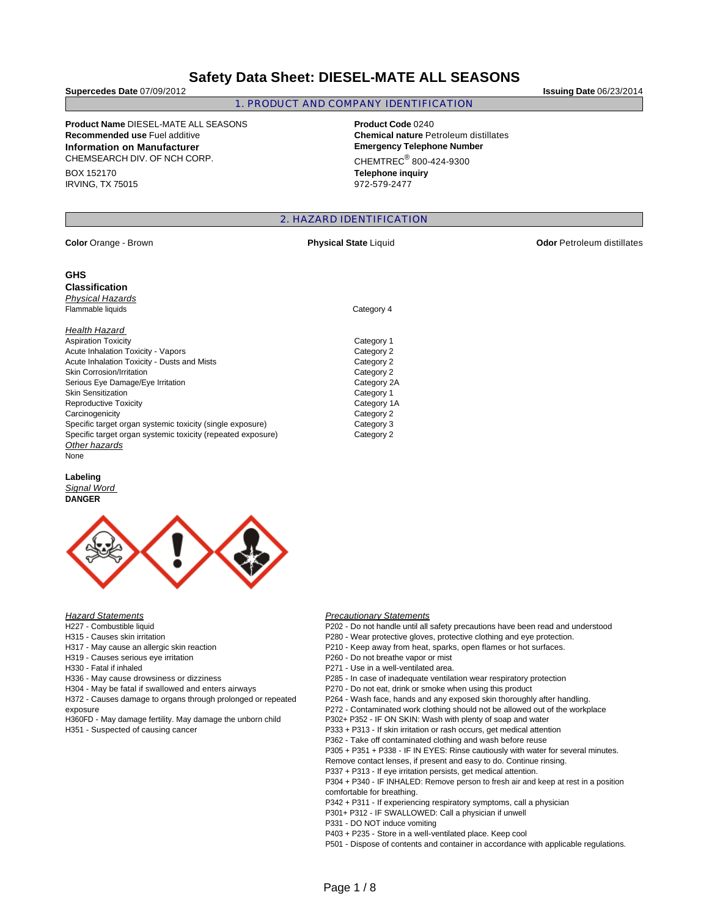# Safety Data Sheet: DIESEL-MATE ALL SEASONS

**Supercedes Date** 07/09/2012

**Issuing Date** 06/23/2014

## 1. PRODUCT AND COMPANY IDENTIFICATION

**Product Name** DIESEL-MATE ALL SEASONS
**Recommended use** Fuel additive

**Information on Manufacturer**
CHEMSEARCH DIV. OF NCH CORP.

BOX 152170
IRVING, TX 75015

**Product Code** 0240
**Chemical nature** Petroleum distillates

**Emergency Telephone Number**
CHEMTREC® 800-424-9300

**Telephone inquiry**
972-579-2477

## 2. HAZARD IDENTIFICATION

**Color** Orange - Brown

**Physical State** Liquid

**Odor** Petroleum distillates

### GHS Classification

*Physical Hazards*

| | |
|---|---|
| Flammable liquids | Category 4 |

*Health Hazard*

| | |
|---|---|
| Aspiration Toxicity | Category 1 |
| Acute Inhalation Toxicity - Vapors | Category 2 |
| Acute Inhalation Toxicity - Dusts and Mists | Category 2 |
| Skin Corrosion/Irritation | Category 2 |
| Serious Eye Damage/Eye Irritation | Category 2A |
| Skin Sensitization | Category 1 |
| Reproductive Toxicity | Category 1A |
| Carcinogenicity | Category 2 |
| Specific target organ systemic toxicity (single exposure) | Category 3 |
| Specific target organ systemic toxicity (repeated exposure) | Category 2 |

*Other hazards*
None

### Labeling

*Signal Word*
**DANGER**

*Hazard Statements*
H227 - Combustible liquid
H315 - Causes skin irritation
H317 - May cause an allergic skin reaction
H319 - Causes serious eye irritation
H330 - Fatal if inhaled
H336 - May cause drowsiness or dizziness
H304 - May be fatal if swallowed and enters airways
H372 - Causes damage to organs through prolonged or repeated exposure
H360FD - May damage fertility. May damage the unborn child
H351 - Suspected of causing cancer

*Precautionary Statements*
P202 - Do not handle until all safety precautions have been read and understood
P280 - Wear protective gloves, protective clothing and eye protection.
P210 - Keep away from heat, sparks, open flames or hot surfaces.
P260 - Do not breathe vapor or mist
P271 - Use in a well-ventilated area.
P285 - In case of inadequate ventilation wear respiratory protection
P270 - Do not eat, drink or smoke when using this product
P264 - Wash face, hands and any exposed skin thoroughly after handling.
P272 - Contaminated work clothing should not be allowed out of the workplace
P302+ P352 - IF ON SKIN: Wash with plenty of soap and water
P333 + P313 - If skin irritation or rash occurs, get medical attention
P362 - Take off contaminated clothing and wash before reuse
P305 + P351 + P338 - IF IN EYES: Rinse cautiously with water for several minutes. Remove contact lenses, if present and easy to do. Continue rinsing.
P337 + P313 - If eye irritation persists, get medical attention.
P304 + P340 - IF INHALED: Remove person to fresh air and keep at rest in a position comfortable for breathing.
P342 + P311 - If experiencing respiratory symptoms, call a physician
P301+ P312 - IF SWALLOWED: Call a physician if unwell
P331 - DO NOT induce vomiting
P403 + P235 - Store in a well-ventilated place. Keep cool
P501 - Dispose of contents and container in accordance with applicable regulations.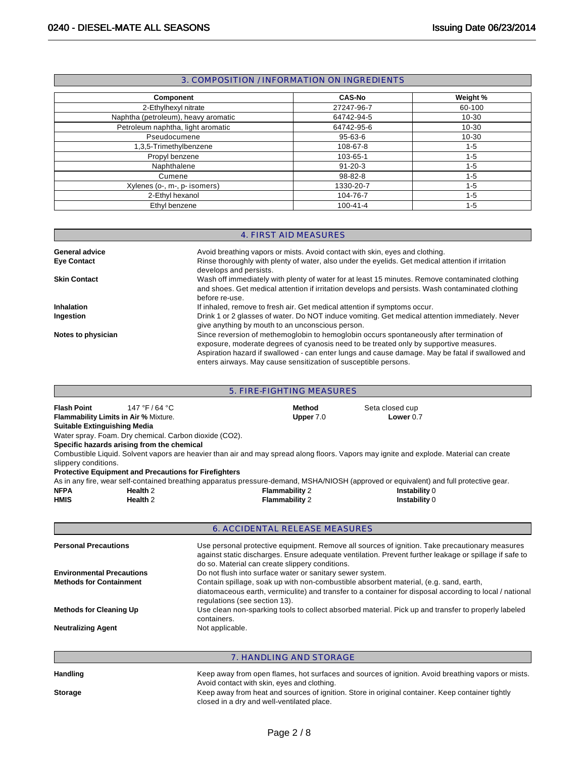## 3. COMPOSITION / INFORMATION ON INGREDIENTS

| Component | CAS-No | Weight % |
|---|---|---|
| 2-Ethylhexyl nitrate | 27247-96-7 | 60-100 |
| Naphtha (petroleum), heavy aromatic | 64742-94-5 | 10-30 |
| Petroleum naphtha, light aromatic | 64742-95-6 | 10-30 |
| Pseudocumene | 95-63-6 | 10-30 |
| 1,3,5-Trimethylbenzene | 108-67-8 | 1-5 |
| Propyl benzene | 103-65-1 | 1-5 |
| Naphthalene | 91-20-3 | 1-5 |
| Cumene | 98-82-8 | 1-5 |
| Xylenes (o-, m-, p- isomers) | 1330-20-7 | 1-5 |
| 2-Ethyl hexanol | 104-76-7 | 1-5 |
| Ethyl benzene | 100-41-4 | 1-5 |

## 4. FIRST AID MEASURES

**General advice**
Avoid breathing vapors or mists. Avoid contact with skin, eyes and clothing.

**Eye Contact**
Rinse thoroughly with plenty of water, also under the eyelids. Get medical attention if irritation develops and persists.

**Skin Contact**
Wash off immediately with plenty of water for at least 15 minutes. Remove contaminated clothing and shoes. Get medical attention if irritation develops and persists. Wash contaminated clothing before re-use.

**Inhalation**
If inhaled, remove to fresh air. Get medical attention if symptoms occur.

**Ingestion**
Drink 1 or 2 glasses of water. Do NOT induce vomiting. Get medical attention immediately. Never give anything by mouth to an unconscious person.

**Notes to physician**
Since reversion of methemoglobin to hemoglobin occurs spontaneously after termination of exposure, moderate degrees of cyanosis need to be treated only by supportive measures. Aspiration hazard if swallowed - can enter lungs and cause damage. May be fatal if swallowed and enters airways. May cause sensitization of susceptible persons.

## 5. FIRE-FIGHTING MEASURES

**Flash Point** 147 °F / 64 °C **Method** Seta closed cup

**Flammability Limits in Air %** Mixture. **Upper** 7.0 **Lower** 0.7

**Suitable Extinguishing Media**

Water spray. Foam. Dry chemical. Carbon dioxide (CO2).

**Specific hazards arising from the chemical**

Combustible Liquid. Solvent vapors are heavier than air and may spread along floors. Vapors may ignite and explode. Material can create slippery conditions.

**Protective Equipment and Precautions for Firefighters**

As in any fire, wear self-contained breathing apparatus pressure-demand, MSHA/NIOSH (approved or equivalent) and full protective gear.

| | Health | Flammability | Instability |
|---|---|---|---|
| NFPA | 2 | 2 | 0 |
| HMIS | 2 | 2 | 0 |

## 6. ACCIDENTAL RELEASE MEASURES

**Personal Precautions**
Use personal protective equipment. Remove all sources of ignition. Take precautionary measures against static discharges. Ensure adequate ventilation. Prevent further leakage or spillage if safe to do so. Material can create slippery conditions.

**Environmental Precautions**
Do not flush into surface water or sanitary sewer system.

**Methods for Containment**
Contain spillage, soak up with non-combustible absorbent material, (e.g. sand, earth, diatomaceous earth, vermiculite) and transfer to a container for disposal according to local / national regulations (see section 13).

**Methods for Cleaning Up**
Use clean non-sparking tools to collect absorbed material. Pick up and transfer to properly labeled containers.

**Neutralizing Agent**
Not applicable.

## 7. HANDLING AND STORAGE

**Handling**
Keep away from open flames, hot surfaces and sources of ignition. Avoid breathing vapors or mists. Avoid contact with skin, eyes and clothing.

**Storage**
Keep away from heat and sources of ignition. Store in original container. Keep container tightly closed in a dry and well-ventilated place.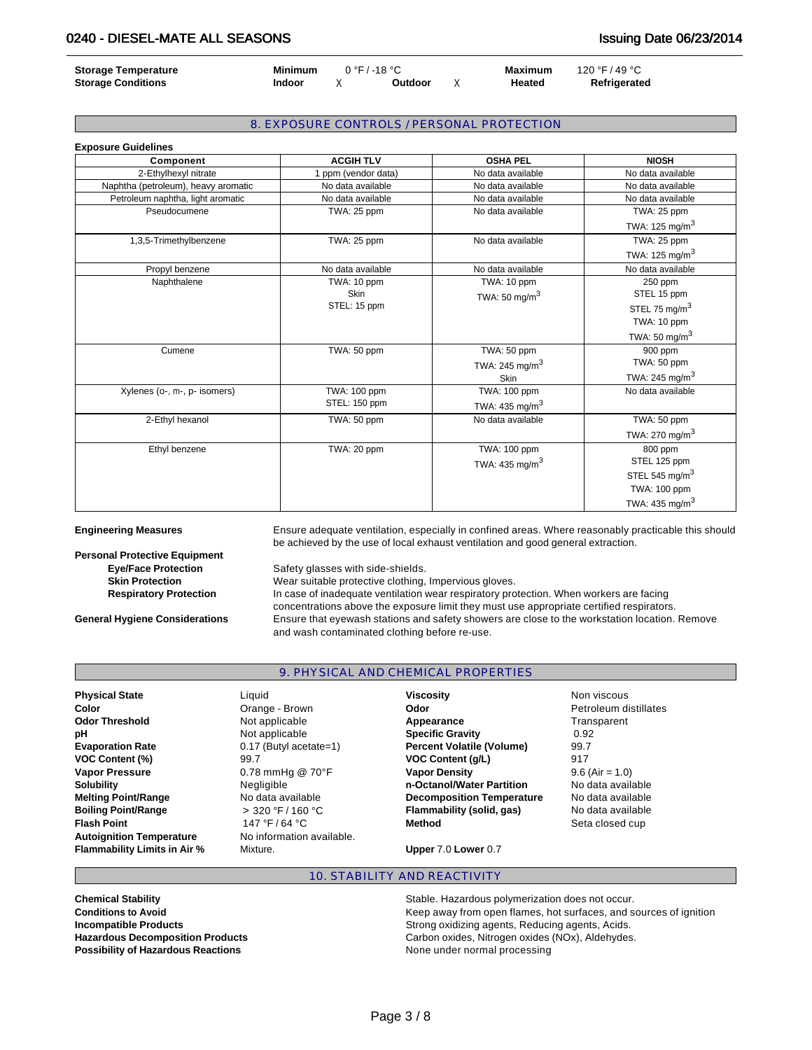| | | | | | | |
|---|---|---|---|---|---|---|
| **Storage Temperature** | **Minimum** | 0 °F / -18 °C | | **Maximum** | 120 °F / 49 °C | |
| **Storage Conditions** | **Indoor** | X | **Outdoor** | X | **Heated** | **Refrigerated** |

## 8. EXPOSURE CONTROLS / PERSONAL PROTECTION

**Exposure Guidelines**

| Component | ACGIH TLV | OSHA PEL | NIOSH |
|---|---|---|---|
| 2-Ethylhexyl nitrate | 1 ppm (vendor data) | No data available | No data available |
| Naphtha (petroleum), heavy aromatic | No data available | No data available | No data available |
| Petroleum naphtha, light aromatic | No data available | No data available | No data available |
| Pseudocumene | TWA: 25 ppm | No data available | TWA: 25 ppm<br>TWA: 125 mg/m$^3$ |
| 1,3,5-Trimethylbenzene | TWA: 25 ppm | No data available | TWA: 25 ppm<br>TWA: 125 mg/m$^3$ |
| Propyl benzene | No data available | No data available | No data available |
| Naphthalene | TWA: 10 ppm<br>Skin<br>STEL: 15 ppm | TWA: 10 ppm<br>TWA: 50 mg/m$^3$ | 250 ppm<br>STEL 15 ppm<br>STEL 75 mg/m$^3$<br>TWA: 10 ppm<br>TWA: 50 mg/m$^3$ |
| Cumene | TWA: 50 ppm | TWA: 50 ppm<br>TWA: 245 mg/m$^3$<br>Skin | 900 ppm<br>TWA: 50 ppm<br>TWA: 245 mg/m$^3$ |
| Xylenes (o-, m-, p- isomers) | TWA: 100 ppm<br>STEL: 150 ppm | TWA: 100 ppm<br>TWA: 435 mg/m$^3$ | No data available |
| 2-Ethyl hexanol | TWA: 50 ppm | No data available | TWA: 50 ppm<br>TWA: 270 mg/m$^3$ |
| Ethyl benzene | TWA: 20 ppm | TWA: 100 ppm<br>TWA: 435 mg/m$^3$ | 800 ppm<br>STEL 125 ppm<br>STEL 545 mg/m$^3$<br>TWA: 100 ppm<br>TWA: 435 mg/m$^3$ |

**Engineering Measures** Ensure adequate ventilation, especially in confined areas. Where reasonably practicable this should be achieved by the use of local exhaust ventilation and good general extraction.

**Personal Protective Equipment**

- **Eye/Face Protection** Safety glasses with side-shields.
- **Skin Protection** Wear suitable protective clothing, Impervious gloves.
- **Respiratory Protection** In case of inadequate ventilation wear respiratory protection. When workers are facing concentrations above the exposure limit they must use appropriate certified respirators.

**General Hygiene Considerations** Ensure that eyewash stations and safety showers are close to the workstation location. Remove and wash contaminated clothing before re-use.

## 9. PHYSICAL AND CHEMICAL PROPERTIES

| | | | |
|---|---|---|---|
| **Physical State** | Liquid | **Viscosity** | Non viscous |
| **Color** | Orange - Brown | **Odor** | Petroleum distillates |
| **Odor Threshold** | Not applicable | **Appearance** | Transparent |
| **pH** | Not applicable | **Specific Gravity** | 0.92 |
| **Evaporation Rate** | 0.17 (Butyl acetate=1) | **Percent Volatile (Volume)** | 99.7 |
| **VOC Content (%)** | 99.7 | **VOC Content (g/L)** | 917 |
| **Vapor Pressure** | 0.78 mmHg @ 70°F | **Vapor Density** | 9.6 (Air = 1.0) |
| **Solubility** | Negligible | **n-Octanol/Water Partition** | No data available |
| **Melting Point/Range** | No data available | **Decomposition Temperature** | No data available |
| **Boiling Point/Range** | > 320 °F / 160 °C | **Flammability (solid, gas)** | No data available |
| **Flash Point** | 147 °F / 64 °C | **Method** | Seta closed cup |
| **Autoignition Temperature** | No information available. | | |
| **Flammability Limits in Air %** | Mixture. | **Upper** 7.0 **Lower** 0.7 | |

## 10. STABILITY AND REACTIVITY

| | |
|---|---|
| **Chemical Stability** | Stable. Hazardous polymerization does not occur. |
| **Conditions to Avoid** | Keep away from open flames, hot surfaces, and sources of ignition |
| **Incompatible Products** | Strong oxidizing agents, Reducing agents, Acids. |
| **Hazardous Decomposition Products** | Carbon oxides, Nitrogen oxides (NOx), Aldehydes. |
| **Possibility of Hazardous Reactions** | None under normal processing |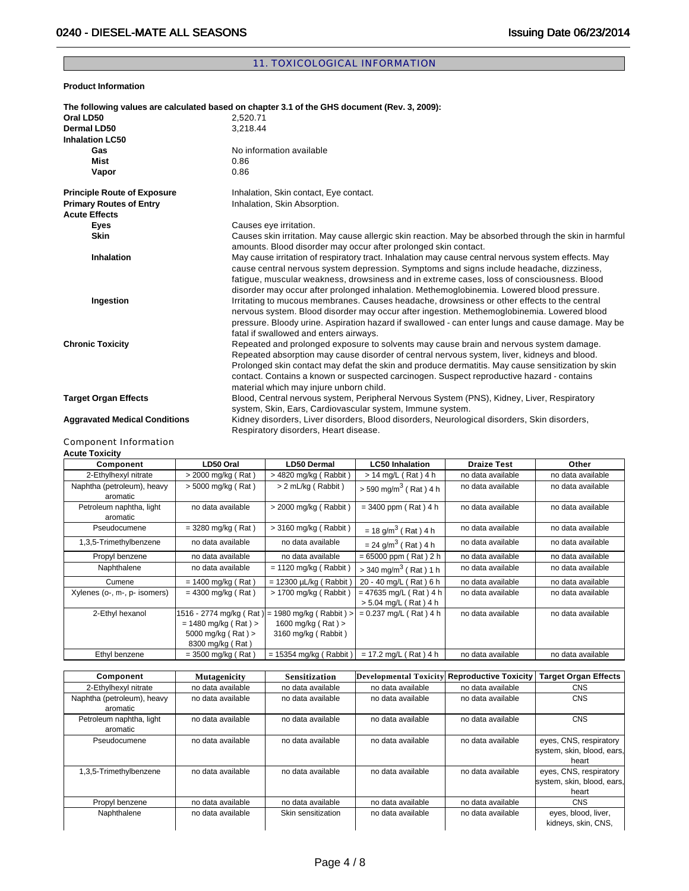## 11. TOXICOLOGICAL INFORMATION

**Product Information**

**The following values are calculated based on chapter 3.1 of the GHS document (Rev. 3, 2009):**

| | |
|---|---|
| **Oral LD50** | 2,520.71 |
| **Dermal LD50** | 3,218.44 |
| **Inhalation LC50** | |
| **Gas** | No information available |
| **Mist** | 0.86 |
| **Vapor** | 0.86 |

| | |
|---|---|
| **Principle Route of Exposure** | Inhalation, Skin contact, Eye contact. |
| **Primary Routes of Entry** | Inhalation, Skin Absorption. |
| **Acute Effects** | |
| **Eyes** | Causes eye irritation. |
| **Skin** | Causes skin irritation. May cause allergic skin reaction. May be absorbed through the skin in harmful amounts. Blood disorder may occur after prolonged skin contact. |
| **Inhalation** | May cause irritation of respiratory tract. Inhalation may cause central nervous system effects. May cause central nervous system depression. Symptoms and signs include headache, dizziness, fatigue, muscular weakness, drowsiness and in extreme cases, loss of consciousness. Blood disorder may occur after prolonged inhalation. Methemoglobinemia. Lowered blood pressure. |
| **Ingestion** | Irritating to mucous membranes. Causes headache, drowsiness or other effects to the central nervous system. Blood disorder may occur after ingestion. Methemoglobinemia. Lowered blood pressure. Bloody urine. Aspiration hazard if swallowed - can enter lungs and cause damage. May be fatal if swallowed and enters airways. |
| **Chronic Toxicity** | Repeated and prolonged exposure to solvents may cause brain and nervous system damage. Repeated absorption may cause disorder of central nervous system, liver, kidneys and blood. Prolonged skin contact may defat the skin and produce dermatitis. May cause sensitization by skin contact. Contains a known or suspected carcinogen. Suspect reproductive hazard - contains material which may injure unborn child. |
| **Target Organ Effects** | Blood, Central nervous system, Peripheral Nervous System (PNS), Kidney, Liver, Respiratory system, Skin, Ears, Cardiovascular system, Immune system. |
| **Aggravated Medical Conditions** | Kidney disorders, Liver disorders, Blood disorders, Neurological disorders, Skin disorders, Respiratory disorders, Heart disease. |

### Component Information

**Acute Toxicity**

| Component | LD50 Oral | LD50 Dermal | LC50 Inhalation | Draize Test | Other |
|---|---|---|---|---|---|
| 2-Ethylhexyl nitrate | > 2000 mg/kg ( Rat ) | > 4820 mg/kg ( Rabbit ) | > 14 mg/L ( Rat ) 4 h | no data available | no data available |
| Naphtha (petroleum), heavy aromatic | > 5000 mg/kg ( Rat ) | > 2 mL/kg ( Rabbit ) | > 590 mg/m$^3$ ( Rat ) 4 h | no data available | no data available |
| Petroleum naphtha, light aromatic | no data available | > 2000 mg/kg ( Rabbit ) | = 3400 ppm ( Rat ) 4 h | no data available | no data available |
| Pseudocumene | = 3280 mg/kg ( Rat ) | > 3160 mg/kg ( Rabbit ) | = 18 g/m$^3$ ( Rat ) 4 h | no data available | no data available |
| 1,3,5-Trimethylbenzene | no data available | no data available | = 24 g/m$^3$ ( Rat ) 4 h | no data available | no data available |
| Propyl benzene | no data available | no data available | = 65000 ppm ( Rat ) 2 h | no data available | no data available |
| Naphthalene | no data available | = 1120 mg/kg ( Rabbit ) | > 340 mg/m$^3$ ( Rat ) 1 h | no data available | no data available |
| Cumene | = 1400 mg/kg ( Rat ) | = 12300 µL/kg ( Rabbit ) | 20 - 40 mg/L ( Rat ) 6 h | no data available | no data available |
| Xylenes (o-, m-, p- isomers) | = 4300 mg/kg ( Rat ) | > 1700 mg/kg ( Rabbit ) | = 47635 mg/L ( Rat ) 4 h > 5.04 mg/L ( Rat ) 4 h | no data available | no data available |
| 2-Ethyl hexanol | 1516 - 2774 mg/kg ( Rat ) = 1480 mg/kg ( Rat ) > 5000 mg/kg ( Rat ) > 8300 mg/kg ( Rat ) | = 1980 mg/kg ( Rabbit ) > 1600 mg/kg ( Rat ) > 3160 mg/kg ( Rabbit ) | = 0.237 mg/L ( Rat ) 4 h | no data available | no data available |
| Ethyl benzene | = 3500 mg/kg ( Rat ) | = 15354 mg/kg ( Rabbit ) | = 17.2 mg/L ( Rat ) 4 h | no data available | no data available |

| Component | Mutagenicity | Sensitization | Developmental Toxicity | Reproductive Toxicity | Target Organ Effects |
|---|---|---|---|---|---|
| 2-Ethylhexyl nitrate | no data available | no data available | no data available | no data available | CNS |
| Naphtha (petroleum), heavy aromatic | no data available | no data available | no data available | no data available | CNS |
| Petroleum naphtha, light aromatic | no data available | no data available | no data available | no data available | CNS |
| Pseudocumene | no data available | no data available | no data available | no data available | eyes, CNS, respiratory system, skin, blood, ears, heart |
| 1,3,5-Trimethylbenzene | no data available | no data available | no data available | no data available | eyes, CNS, respiratory system, skin, blood, ears, heart |
| Propyl benzene | no data available | no data available | no data available | no data available | CNS |
| Naphthalene | no data available | Skin sensitization | no data available | no data available | eyes, blood, liver, kidneys, skin, CNS, |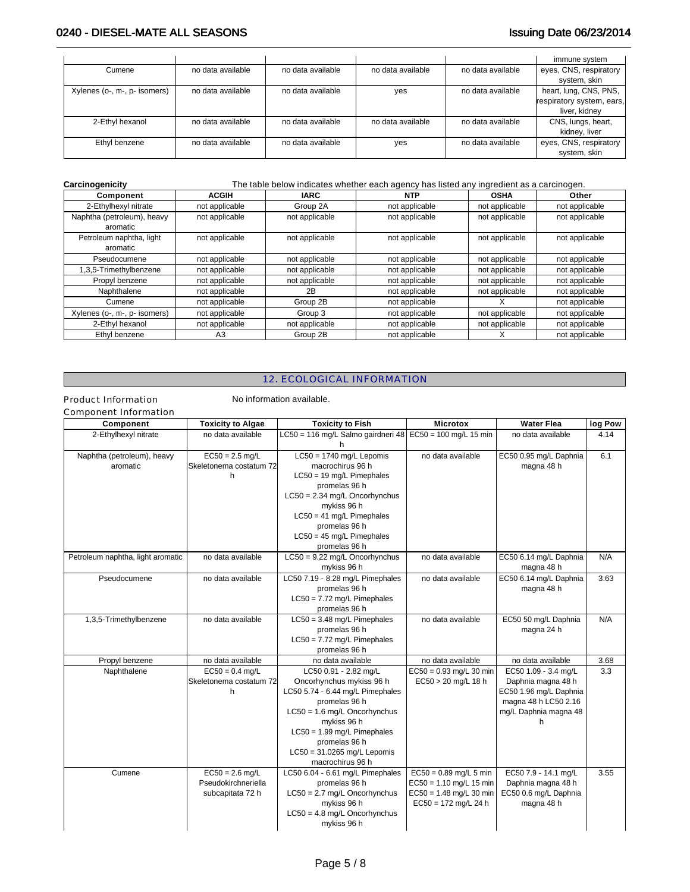| | | | | | immune system |
|---|---|---|---|---|---|
| Cumene | no data available | no data available | no data available | no data available | eyes, CNS, respiratory system, skin |
| Xylenes (o-, m-, p- isomers) | no data available | no data available | yes | no data available | heart, lung, CNS, PNS, respiratory system, ears, liver, kidney |
| 2-Ethyl hexanol | no data available | no data available | no data available | no data available | CNS, lungs, heart, kidney, liver |
| Ethyl benzene | no data available | no data available | yes | no data available | eyes, CNS, respiratory system, skin |

**Carcinogenicity** The table below indicates whether each agency has listed any ingredient as a carcinogen.

| Component | ACGIH | IARC | NTP | OSHA | Other |
|---|---|---|---|---|---|
| 2-Ethylhexyl nitrate | not applicable | Group 2A | not applicable | not applicable | not applicable |
| Naphtha (petroleum), heavy aromatic | not applicable | not applicable | not applicable | not applicable | not applicable |
| Petroleum naphtha, light aromatic | not applicable | not applicable | not applicable | not applicable | not applicable |
| Pseudocumene | not applicable | not applicable | not applicable | not applicable | not applicable |
| 1,3,5-Trimethylbenzene | not applicable | not applicable | not applicable | not applicable | not applicable |
| Propyl benzene | not applicable | not applicable | not applicable | not applicable | not applicable |
| Naphthalene | not applicable | 2B | not applicable | not applicable | not applicable |
| Cumene | not applicable | Group 2B | not applicable | X | not applicable |
| Xylenes (o-, m-, p- isomers) | not applicable | Group 3 | not applicable | not applicable | not applicable |
| 2-Ethyl hexanol | not applicable | not applicable | not applicable | not applicable | not applicable |
| Ethyl benzene | A3 | Group 2B | not applicable | X | not applicable |

## 12. ECOLOGICAL INFORMATION

**Product Information** No information available.

**Component Information**

| Component | Toxicity to Algae | Toxicity to Fish | Microtox | Water Flea | log Pow |
|---|---|---|---|---|---|
| 2-Ethylhexyl nitrate | no data available | LC50 = 116 mg/L Salmo gairdneri 48 h | EC50 = 100 mg/L 15 min | no data available | 4.14 |
| Naphtha (petroleum), heavy aromatic | EC50 = 2.5 mg/L Skeletonema costatum 72 h | LC50 = 1740 mg/L Lepomis macrochirus 96 h<br>LC50 = 19 mg/L Pimephales promelas 96 h<br>LC50 = 2.34 mg/L Oncorhynchus mykiss 96 h<br>LC50 = 41 mg/L Pimephales promelas 96 h<br>LC50 = 45 mg/L Pimephales promelas 96 h | no data available | EC50 0.95 mg/L Daphnia magna 48 h | 6.1 |
| Petroleum naphtha, light aromatic | no data available | LC50 = 9.22 mg/L Oncorhynchus mykiss 96 h | no data available | EC50 6.14 mg/L Daphnia magna 48 h | N/A |
| Pseudocumene | no data available | LC50 7.19 - 8.28 mg/L Pimephales promelas 96 h<br>LC50 = 7.72 mg/L Pimephales promelas 96 h | no data available | EC50 6.14 mg/L Daphnia magna 48 h | 3.63 |
| 1,3,5-Trimethylbenzene | no data available | LC50 = 3.48 mg/L Pimephales promelas 96 h<br>LC50 = 7.72 mg/L Pimephales promelas 96 h | no data available | EC50 50 mg/L Daphnia magna 24 h | N/A |
| Propyl benzene | no data available | no data available | no data available | no data available | 3.68 |
| Naphthalene | EC50 = 0.4 mg/L Skeletonema costatum 72 h | LC50 0.91 - 2.82 mg/L Oncorhynchus mykiss 96 h<br>LC50 5.74 - 6.44 mg/L Pimephales promelas 96 h<br>LC50 = 1.6 mg/L Oncorhynchus mykiss 96 h<br>LC50 = 1.99 mg/L Pimephales promelas 96 h<br>LC50 = 31.0265 mg/L Lepomis macrochirus 96 h | EC50 = 0.93 mg/L 30 min<br>EC50 > 20 mg/L 18 h | EC50 1.09 - 3.4 mg/L Daphnia magna 48 h<br>EC50 1.96 mg/L Daphnia magna 48 h LC50 2.16 mg/L Daphnia magna 48 h | 3.3 |
| Cumene | EC50 = 2.6 mg/L Pseudokirchneriella subcapitata 72 h | LC50 6.04 - 6.61 mg/L Pimephales promelas 96 h<br>LC50 = 2.7 mg/L Oncorhynchus mykiss 96 h<br>LC50 = 4.8 mg/L Oncorhynchus mykiss 96 h | EC50 = 0.89 mg/L 5 min<br>EC50 = 1.10 mg/L 15 min<br>EC50 = 1.48 mg/L 30 min<br>EC50 = 172 mg/L 24 h | EC50 7.9 - 14.1 mg/L Daphnia magna 48 h<br>EC50 0.6 mg/L Daphnia magna 48 h | 3.55 |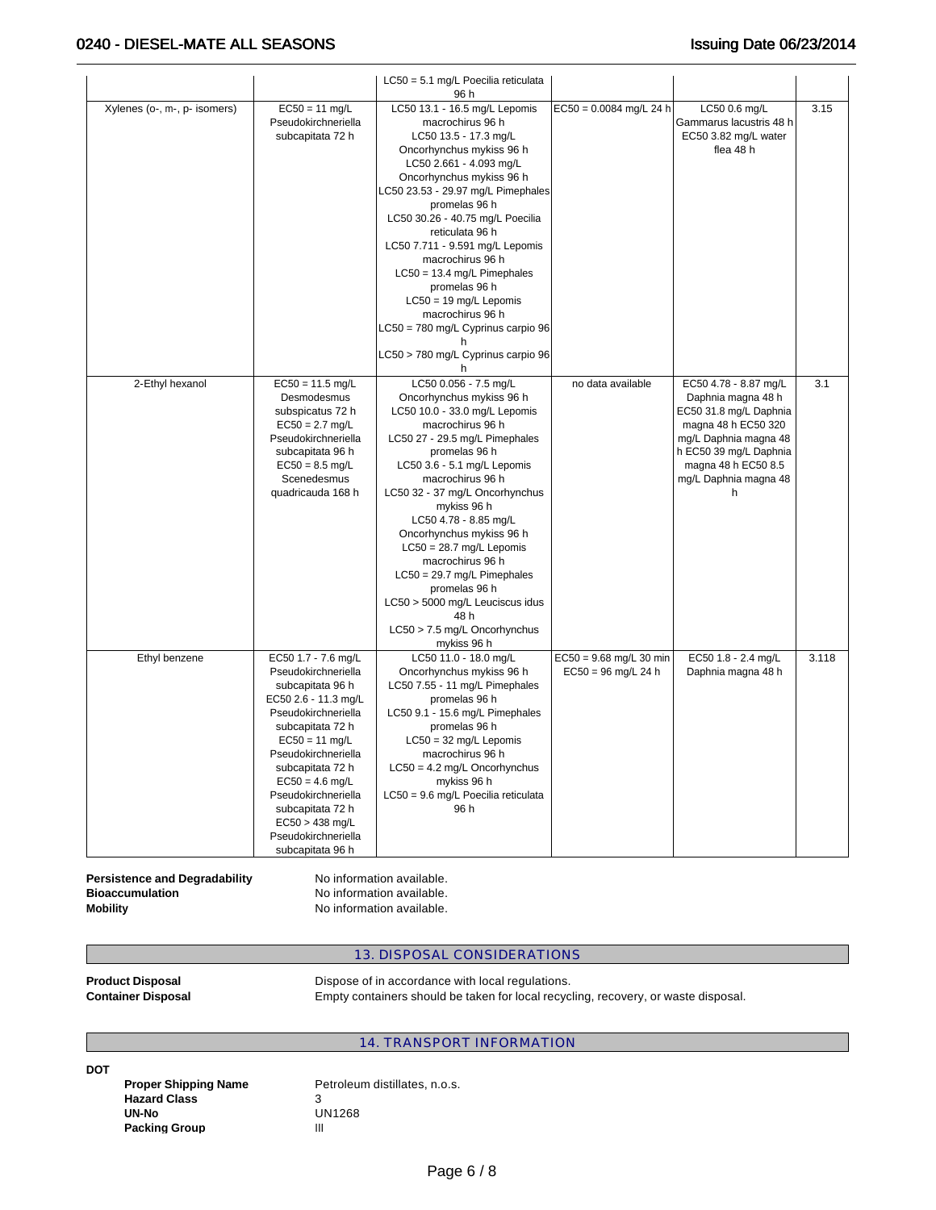| | | | | | |
|---|---|---|---|---|---|
| | | LC50 = 5.1 mg/L Poecilia reticulata 96 h | | | |
| Xylenes (o-, m-, p- isomers) | EC50 = 11 mg/L Pseudokirchneriella subcapitata 72 h | LC50 13.1 - 16.5 mg/L Lepomis macrochirus 96 h LC50 13.5 - 17.3 mg/L Oncorhynchus mykiss 96 h LC50 2.661 - 4.093 mg/L Oncorhynchus mykiss 96 h LC50 23.53 - 29.97 mg/L Pimephales promelas 96 h LC50 30.26 - 40.75 mg/L Poecilia reticulata 96 h LC50 7.711 - 9.591 mg/L Lepomis macrochirus 96 h LC50 = 13.4 mg/L Pimephales promelas 96 h LC50 = 19 mg/L Lepomis macrochirus 96 h LC50 = 780 mg/L Cyprinus carpio 96 h LC50 > 780 mg/L Cyprinus carpio 96 h | EC50 = 0.0084 mg/L 24 h | LC50 0.6 mg/L Gammarus lacustris 48 h EC50 3.82 mg/L water flea 48 h | 3.15 |
| 2-Ethyl hexanol | EC50 = 11.5 mg/L Desmodesmus subspicatus 72 h EC50 = 2.7 mg/L Pseudokirchneriella subcapitata 96 h EC50 = 8.5 mg/L Scenedesmus quadricauda 168 h | LC50 0.056 - 7.5 mg/L Oncorhynchus mykiss 96 h LC50 10.0 - 33.0 mg/L Lepomis macrochirus 96 h LC50 27 - 29.5 mg/L Pimephales promelas 96 h LC50 3.6 - 5.1 mg/L Lepomis macrochirus 96 h LC50 32 - 37 mg/L Oncorhynchus mykiss 96 h LC50 4.78 - 8.85 mg/L Oncorhynchus mykiss 96 h LC50 = 28.7 mg/L Lepomis macrochirus 96 h LC50 = 29.7 mg/L Pimephales promelas 96 h LC50 > 5000 mg/L Leuciscus idus 48 h LC50 > 7.5 mg/L Oncorhynchus mykiss 96 h | no data available | EC50 4.78 - 8.87 mg/L Daphnia magna 48 h EC50 31.8 mg/L Daphnia magna 48 h EC50 320 mg/L Daphnia magna 48 h EC50 39 mg/L Daphnia magna 48 h EC50 8.5 mg/L Daphnia magna 48 h | 3.1 |
| Ethyl benzene | EC50 1.7 - 7.6 mg/L Pseudokirchneriella subcapitata 96 h EC50 2.6 - 11.3 mg/L Pseudokirchneriella subcapitata 72 h EC50 = 11 mg/L Pseudokirchneriella subcapitata 72 h EC50 = 4.6 mg/L Pseudokirchneriella subcapitata 72 h EC50 > 438 mg/L Pseudokirchneriella subcapitata 96 h | LC50 11.0 - 18.0 mg/L Oncorhynchus mykiss 96 h LC50 7.55 - 11 mg/L Pimephales promelas 96 h LC50 9.1 - 15.6 mg/L Pimephales promelas 96 h LC50 = 32 mg/L Lepomis macrochirus 96 h LC50 = 4.2 mg/L Oncorhynchus mykiss 96 h LC50 = 9.6 mg/L Poecilia reticulata 96 h | EC50 = 9.68 mg/L 30 min EC50 = 96 mg/L 24 h | EC50 1.8 - 2.4 mg/L Daphnia magna 48 h | 3.118 |

**Persistence and Degradability** No information available.
**Bioaccumulation** No information available.
**Mobility** No information available.

## 13. DISPOSAL CONSIDERATIONS

**Product Disposal** Dispose of in accordance with local regulations.
**Container Disposal** Empty containers should be taken for local recycling, recovery, or waste disposal.

## 14. TRANSPORT INFORMATION

**DOT**

**Proper Shipping Name** Petroleum distillates, n.o.s.
**Hazard Class** 3
**UN-No** UN1268
**Packing Group** III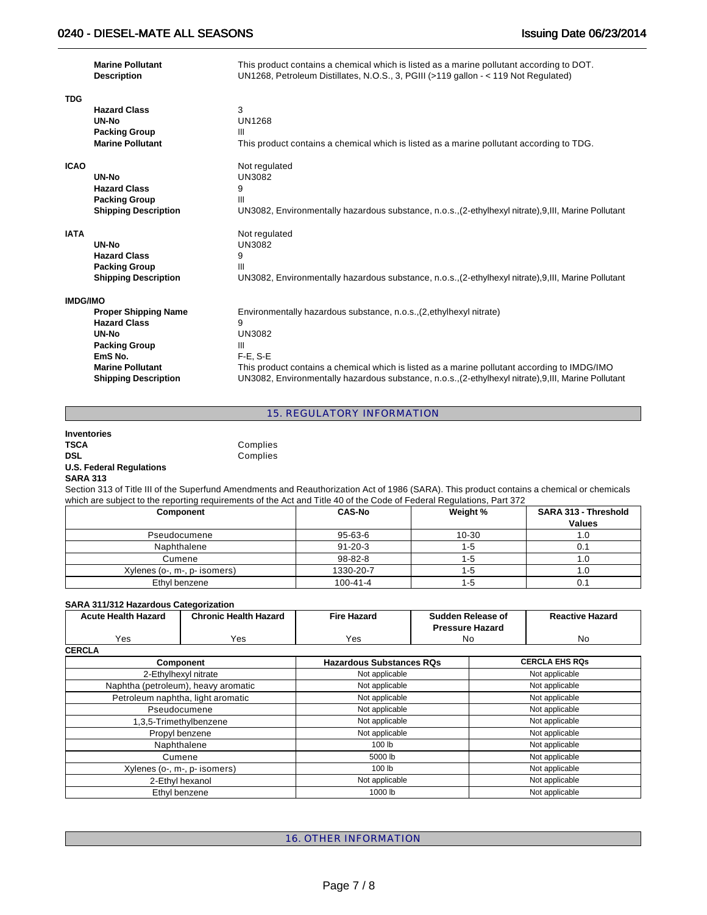| | |
|---|---|
| **Marine Pollutant** | This product contains a chemical which is listed as a marine pollutant according to DOT. |
| **Description** | UN1268, Petroleum Distillates, N.O.S., 3, PGIII (>119 gallon - < 119 Not Regulated) |

**TDG**

| | |
|---|---|
| **Hazard Class** | 3 |
| **UN-No** | UN1268 |
| **Packing Group** | III |
| **Marine Pollutant** | This product contains a chemical which is listed as a marine pollutant according to TDG. |

**ICAO** Not regulated

| | |
|---|---|
| **UN-No** | UN3082 |
| **Hazard Class** | 9 |
| **Packing Group** | III |
| **Shipping Description** | UN3082, Environmentally hazardous substance, n.o.s.,(2-ethylhexyl nitrate),9,III, Marine Pollutant |

**IATA** Not regulated

| | |
|---|---|
| **UN-No** | UN3082 |
| **Hazard Class** | 9 |
| **Packing Group** | III |
| **Shipping Description** | UN3082, Environmentally hazardous substance, n.o.s.,(2-ethylhexyl nitrate),9,III, Marine Pollutant |

**IMDG/IMO**

| | |
|---|---|
| **Proper Shipping Name** | Environmentally hazardous substance, n.o.s.,(2,ethylhexyl nitrate) |
| **Hazard Class** | 9 |
| **UN-No** | UN3082 |
| **Packing Group** | III |
| **EmS No.** | F-E, S-E |
| **Marine Pollutant** | This product contains a chemical which is listed as a marine pollutant according to IMDG/IMO |
| **Shipping Description** | UN3082, Environmentally hazardous substance, n.o.s.,(2-ethylhexyl nitrate),9,III, Marine Pollutant |

## 15. REGULATORY INFORMATION

**Inventories**

**TSCA** Complies

**DSL** Complies

**U.S. Federal Regulations**

**SARA 313**

Section 313 of Title III of the Superfund Amendments and Reauthorization Act of 1986 (SARA). This product contains a chemical or chemicals which are subject to the reporting requirements of the Act and Title 40 of the Code of Federal Regulations, Part 372

| Component | CAS-No | Weight % | SARA 313 - Threshold Values |
|---|---|---|---|
| Pseudocumene | 95-63-6 | 10-30 | 1.0 |
| Naphthalene | 91-20-3 | 1-5 | 0.1 |
| Cumene | 98-82-8 | 1-5 | 1.0 |
| Xylenes (o-, m-, p- isomers) | 1330-20-7 | 1-5 | 1.0 |
| Ethyl benzene | 100-41-4 | 1-5 | 0.1 |

**SARA 311/312 Hazardous Categorization**

| Acute Health Hazard | Chronic Health Hazard | Fire Hazard | Sudden Release of Pressure Hazard | Reactive Hazard |
|---|---|---|---|---|
| Yes | Yes | Yes | No | No |

**CERCLA**

| Component | Hazardous Substances RQs | CERCLA EHS RQs |
|---|---|---|
| 2-Ethylhexyl nitrate | Not applicable | Not applicable |
| Naphtha (petroleum), heavy aromatic | Not applicable | Not applicable |
| Petroleum naphtha, light aromatic | Not applicable | Not applicable |
| Pseudocumene | Not applicable | Not applicable |
| 1,3,5-Trimethylbenzene | Not applicable | Not applicable |
| Propyl benzene | Not applicable | Not applicable |
| Naphthalene | 100 lb | Not applicable |
| Cumene | 5000 lb | Not applicable |
| Xylenes (o-, m-, p- isomers) | 100 lb | Not applicable |
| 2-Ethyl hexanol | Not applicable | Not applicable |
| Ethyl benzene | 1000 lb | Not applicable |

## 16. OTHER INFORMATION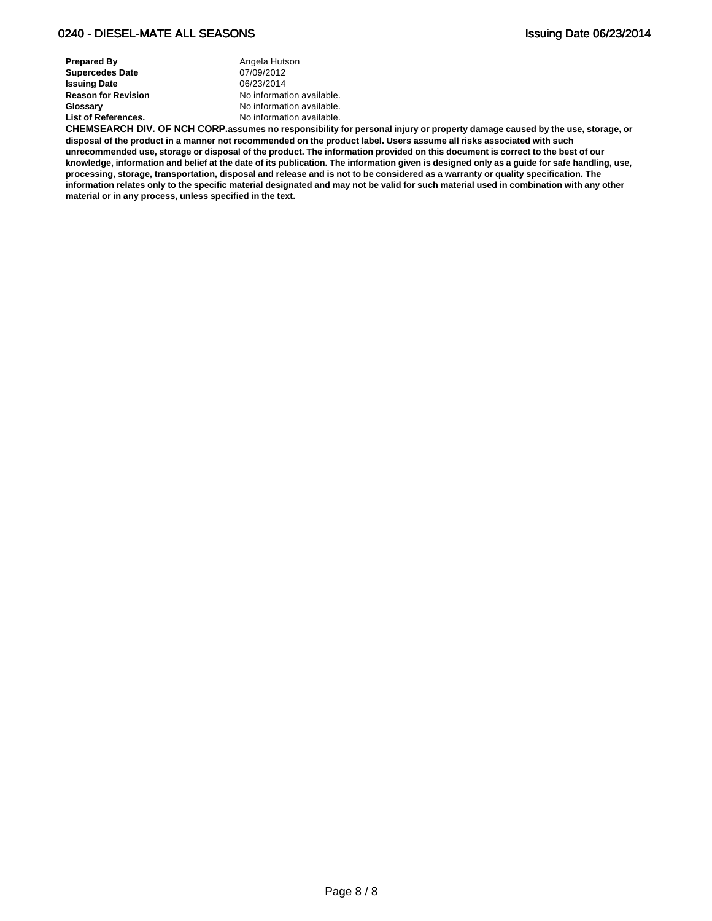| | |
|---|---|
| **Prepared By** | Angela Hutson |
| **Supercedes Date** | 07/09/2012 |
| **Issuing Date** | 06/23/2014 |
| **Reason for Revision** | No information available. |
| **Glossary** | No information available. |
| **List of References.** | No information available. |

**CHEMSEARCH DIV. OF NCH CORP.assumes no responsibility for personal injury or property damage caused by the use, storage, or disposal of the product in a manner not recommended on the product label. Users assume all risks associated with such unrecommended use, storage or disposal of the product. The information provided on this document is correct to the best of our knowledge, information and belief at the date of its publication. The information given is designed only as a guide for safe handling, use, processing, storage, transportation, disposal and release and is not to be considered as a warranty or quality specification. The information relates only to the specific material designated and may not be valid for such material used in combination with any other material or in any process, unless specified in the text.**